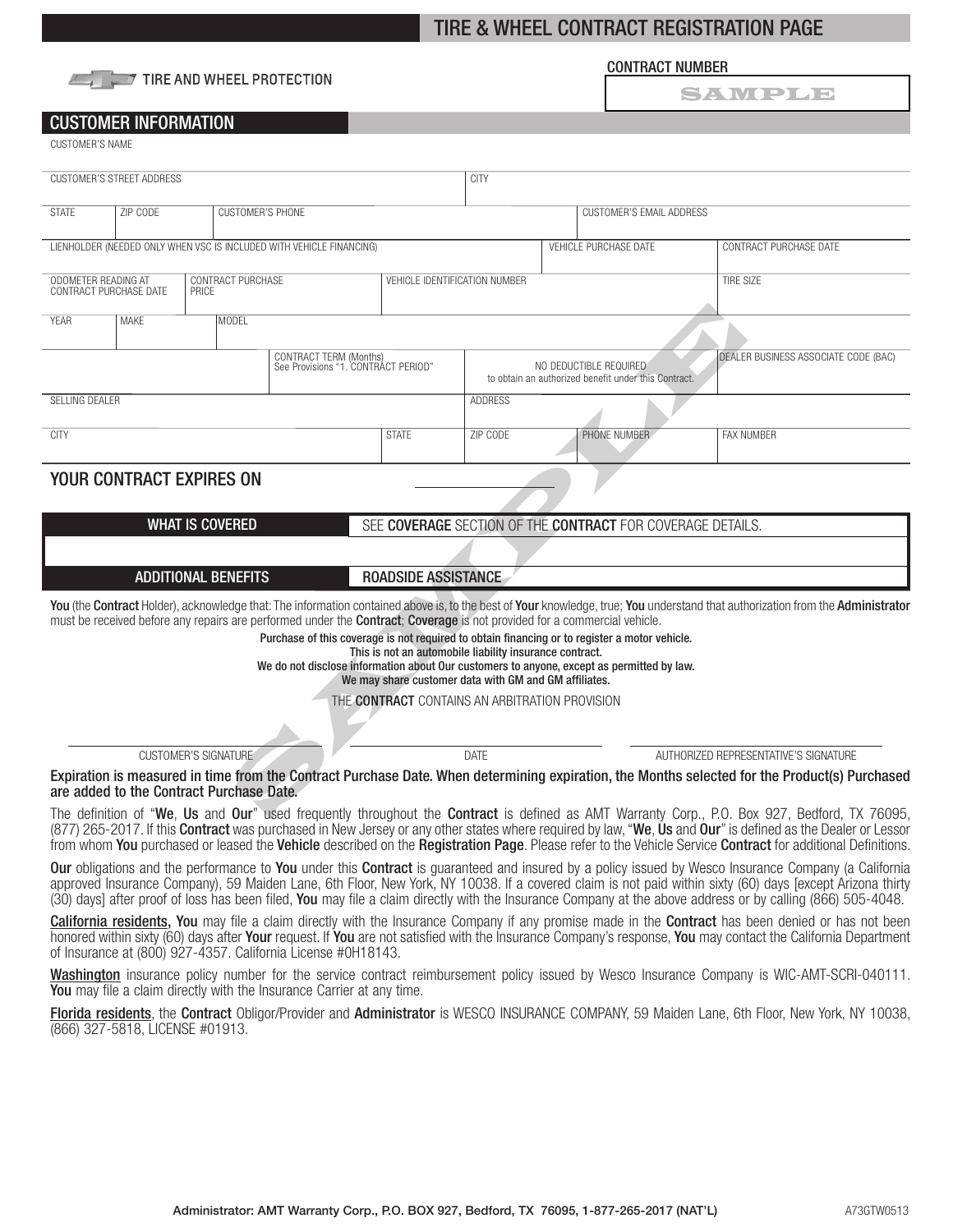# TIRE & WHEEL CONTRACT REGISTRATION PAGE

TIRE AND WHEEL PROTECTION

CONTRACT NUMBER

SAMPLE

## CUSTOMER INFORMATION

| CUSTOMER'S NAME | | | | | | |
|---|---|---|---|---|---|---|
| CUSTOMER'S STREET ADDRESS | | | | CITY | | |
| STATE | ZIP CODE | CUSTOMER'S PHONE | | | CUSTOMER'S EMAIL ADDRESS | |
| LIENHOLDER (NEEDED ONLY WHEN VSC IS INCLUDED WITH VEHICLE FINANCING) | | | | | VEHICLE PURCHASE DATE | CONTRACT PURCHASE DATE |
| ODOMETER READING AT CONTRACT PURCHASE DATE | CONTRACT PURCHASE PRICE | | VEHICLE IDENTIFICATION NUMBER | | | TIRE SIZE |
| YEAR | MAKE | MODEL | | | | |
| | | CONTRACT TERM (Months) See Provisions "1. CONTRACT PERIOD" | | NO DEDUCTIBLE REQUIRED to obtain an authorized benefit under this Contract. | | DEALER BUSINESS ASSOCIATE CODE (BAC) |
| SELLING DEALER | | | | ADDRESS | | |
| CITY | | | STATE | ZIP CODE | PHONE NUMBER | FAX NUMBER |

## YOUR CONTRACT EXPIRES ON

| WHAT IS COVERED | SEE **COVERAGE** SECTION OF THE **CONTRACT** FOR COVERAGE DETAILS. |
|---|---|
| | |
| ADDITIONAL BENEFITS | ROADSIDE ASSISTANCE |

**You** (the **Contract** Holder), acknowledge that: The information contained above is, to the best of **Your** knowledge, true; **You** understand that authorization from the **Administrator** must be received before any repairs are performed under the **Contract**; **Coverage** is not provided for a commercial vehicle.

**Purchase of this coverage is not required to obtain financing or to register a motor vehicle.**
**This is not an automobile liability insurance contract.**
**We do not disclose information about Our customers to anyone, except as permitted by law.**
**We may share customer data with GM and GM affiliates.**

THE **CONTRACT** CONTAINS AN ARBITRATION PROVISION

CUSTOMER'S SIGNATURE DATE AUTHORIZED REPRESENTATIVE'S SIGNATURE

**Expiration is measured in time from the Contract Purchase Date. When determining expiration, the Months selected for the Product(s) Purchased are added to the Contract Purchase Date.**

The definition of "**We**, **Us** and **Our**" used frequently throughout the **Contract** is defined as AMT Warranty Corp., P.O. Box 927, Bedford, TX 76095, (877) 265-2017. If this **Contract** was purchased in New Jersey or any other states where required by law, "**We**, **Us** and **Our**" is defined as the Dealer or Lessor from whom **You** purchased or leased the **Vehicle** described on the **Registration Page**. Please refer to the Vehicle Service **Contract** for additional Definitions.

**Our** obligations and the performance to **You** under this **Contract** is guaranteed and insured by a policy issued by Wesco Insurance Company (a California approved Insurance Company), 59 Maiden Lane, 6th Floor, New York, NY 10038. If a covered claim is not paid within sixty (60) days [except Arizona thirty (30) days] after proof of loss has been filed, **You** may file a claim directly with the Insurance Company at the above address or by calling (866) 505-4048.

**California residents, You** may file a claim directly with the Insurance Company if any promise made in the **Contract** has been denied or has not been honored within sixty (60) days after **Your** request. If **You** are not satisfied with the Insurance Company's response, **You** may contact the California Department of Insurance at (800) 927-4357. California License #0H18143.

**Washington** insurance policy number for the service contract reimbursement policy issued by Wesco Insurance Company is WIC-AMT-SCRI-040111. **You** may file a claim directly with the Insurance Carrier at any time.

**Florida residents**, the **Contract** Obligor/Provider and **Administrator** is WESCO INSURANCE COMPANY, 59 Maiden Lane, 6th Floor, New York, NY 10038, (866) 327-5818, LICENSE #01913.

**Administrator: AMT Warranty Corp., P.O. BOX 927, Bedford, TX 76095, 1-877-265-2017 (NAT'L)** A73GTW0513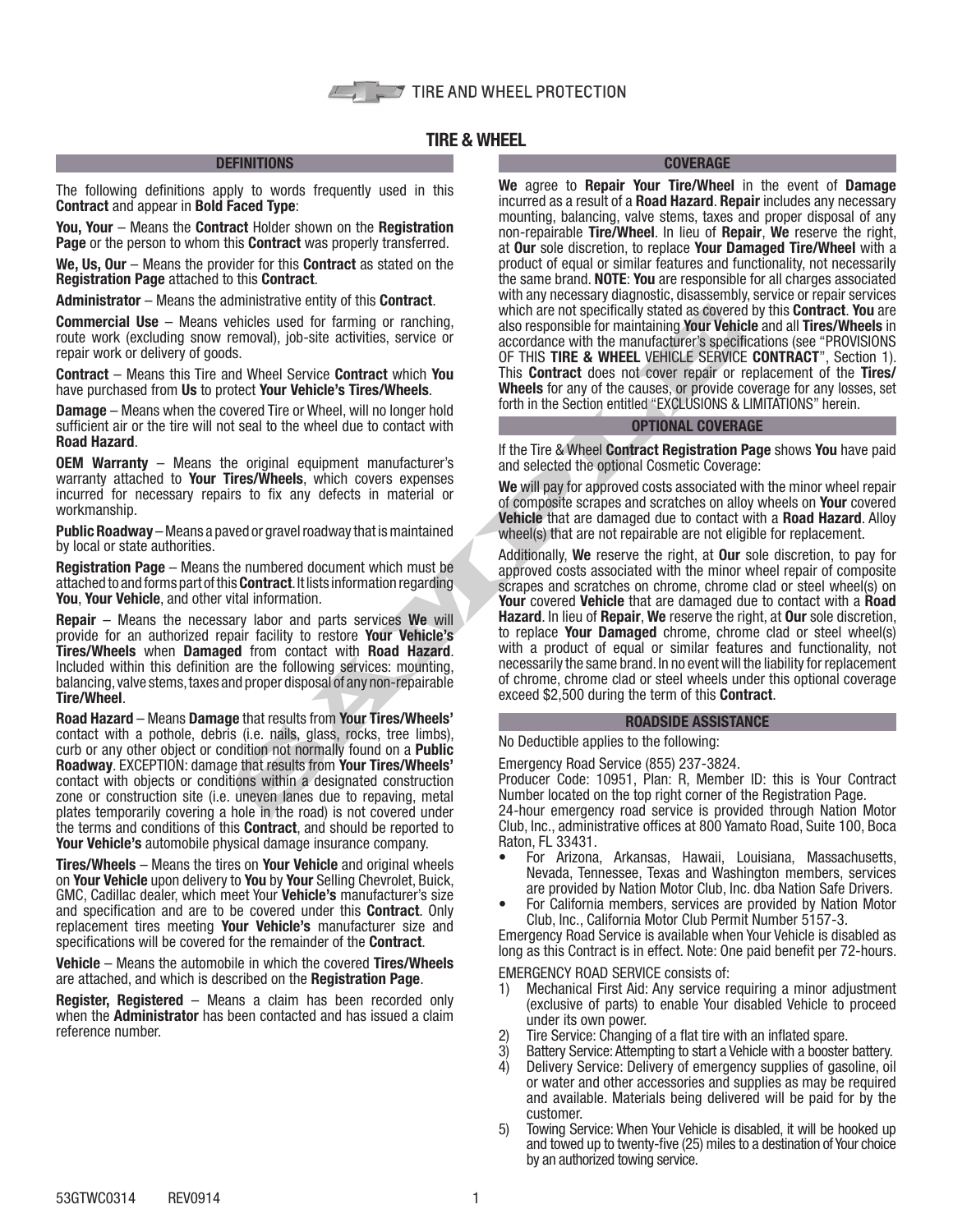TIRE AND WHEEL PROTECTION

# TIRE & WHEEL

## DEFINITIONS

The following definitions apply to words frequently used in this **Contract** and appear in **Bold Faced Type**:

**You, Your** – Means the **Contract** Holder shown on the **Registration Page** or the person to whom this **Contract** was properly transferred.

**We, Us, Our** – Means the provider for this **Contract** as stated on the **Registration Page** attached to this **Contract**.

**Administrator** – Means the administrative entity of this **Contract**.

**Commercial Use** – Means vehicles used for farming or ranching, route work (excluding snow removal), job-site activities, service or repair work or delivery of goods.

**Contract** – Means this Tire and Wheel Service **Contract** which **You** have purchased from **Us** to protect **Your Vehicle's Tires/Wheels**.

**Damage** – Means when the covered Tire or Wheel, will no longer hold sufficient air or the tire will not seal to the wheel due to contact with **Road Hazard**.

**OEM Warranty** – Means the original equipment manufacturer's warranty attached to **Your Tires/Wheels**, which covers expenses incurred for necessary repairs to fix any defects in material or workmanship.

**Public Roadway** – Means a paved or gravel roadway that is maintained by local or state authorities.

**Registration Page** – Means the numbered document which must be attached to and forms part of this **Contract**. It lists information regarding **You**, **Your Vehicle**, and other vital information.

**Repair** – Means the necessary labor and parts services **We** will provide for an authorized repair facility to restore **Your Vehicle's Tires/Wheels** when **Damaged** from contact with **Road Hazard**. Included within this definition are the following services: mounting, balancing, valve stems, taxes and proper disposal of any non-repairable **Tire/Wheel**.

**Road Hazard** – Means **Damage** that results from **Your Tires/Wheels'** contact with a pothole, debris (i.e. nails, glass, rocks, tree limbs), curb or any other object or condition not normally found on a **Public Roadway**. EXCEPTION: damage that results from **Your Tires/Wheels'** contact with objects or conditions within a designated construction zone or construction site (i.e. uneven lanes due to repaving, metal plates temporarily covering a hole in the road) is not covered under the terms and conditions of this **Contract**, and should be reported to **Your Vehicle's** automobile physical damage insurance company.

**Tires/Wheels** – Means the tires on **Your Vehicle** and original wheels on **Your Vehicle** upon delivery to **You** by **Your** Selling Chevrolet, Buick, GMC, Cadillac dealer, which meet Your **Vehicle's** manufacturer's size and specification and are to be covered under this **Contract**. Only replacement tires meeting **Your Vehicle's** manufacturer size and specifications will be covered for the remainder of the **Contract**.

**Vehicle** – Means the automobile in which the covered **Tires/Wheels** are attached, and which is described on the **Registration Page**.

**Register, Registered** – Means a claim has been recorded only when the **Administrator** has been contacted and has issued a claim reference number.

## COVERAGE

**We** agree to **Repair Your Tire/Wheel** in the event of **Damage** incurred as a result of a **Road Hazard**. **Repair** includes any necessary mounting, balancing, valve stems, taxes and proper disposal of any non-repairable **Tire/Wheel**. In lieu of **Repair**, **We** reserve the right, at **Our** sole discretion, to replace **Your Damaged Tire/Wheel** with a product of equal or similar features and functionality, not necessarily the same brand. **NOTE**: **You** are responsible for all charges associated with any necessary diagnostic, disassembly, service or repair services which are not specifically stated as covered by this **Contract**. **You** are also responsible for maintaining **Your Vehicle** and all **Tires/Wheels** in accordance with the manufacturer's specifications (see "PROVISIONS OF THIS **TIRE & WHEEL** VEHICLE SERVICE **CONTRACT**", Section 1). This **Contract** does not cover repair or replacement of the **Tires/Wheels** for any of the causes, or provide coverage for any losses, set forth in the Section entitled "EXCLUSIONS & LIMITATIONS" herein.

## OPTIONAL COVERAGE

If the Tire & Wheel **Contract Registration Page** shows **You** have paid and selected the optional Cosmetic Coverage:

**We** will pay for approved costs associated with the minor wheel repair of composite scrapes and scratches on alloy wheels on **Your** covered **Vehicle** that are damaged due to contact with a **Road Hazard**. Alloy wheel(s) that are not repairable are not eligible for replacement.

Additionally, **We** reserve the right, at **Our** sole discretion, to pay for approved costs associated with the minor wheel repair of composite scrapes and scratches on chrome, chrome clad or steel wheel(s) on **Your** covered **Vehicle** that are damaged due to contact with a **Road Hazard**. In lieu of **Repair**, **We** reserve the right, at **Our** sole discretion, to replace **Your Damaged** chrome, chrome clad or steel wheel(s) with a product of equal or similar features and functionality, not necessarily the same brand. In no event will the liability for replacement of chrome, chrome clad or steel wheels under this optional coverage exceed $2,500 during the term of this **Contract**.

## ROADSIDE ASSISTANCE

No Deductible applies to the following:

Emergency Road Service (855) 237-3824.
Producer Code: 10951, Plan: R, Member ID: this is Your Contract Number located on the top right corner of the Registration Page.
24-hour emergency road service is provided through Nation Motor Club, Inc., administrative offices at 800 Yamato Road, Suite 100, Boca Raton, FL 33431.

- For Arizona, Arkansas, Hawaii, Louisiana, Massachusetts, Nevada, Tennessee, Texas and Washington members, services are provided by Nation Motor Club, Inc. dba Nation Safe Drivers.
- For California members, services are provided by Nation Motor Club, Inc., California Motor Club Permit Number 5157-3.

Emergency Road Service is available when Your Vehicle is disabled as long as this Contract is in effect. Note: One paid benefit per 72-hours.

EMERGENCY ROAD SERVICE consists of:

1) Mechanical First Aid: Any service requiring a minor adjustment (exclusive of parts) to enable Your disabled Vehicle to proceed under its own power.
2) Tire Service: Changing of a flat tire with an inflated spare.
3) Battery Service: Attempting to start a Vehicle with a booster battery.
4) Delivery Service: Delivery of emergency supplies of gasoline, oil or water and other accessories and supplies as may be required and available. Materials being delivered will be paid for by the customer.
5) Towing Service: When Your Vehicle is disabled, it will be hooked up and towed up to twenty-five (25) miles to a destination of Your choice by an authorized towing service.

53GTWC0314 REV0914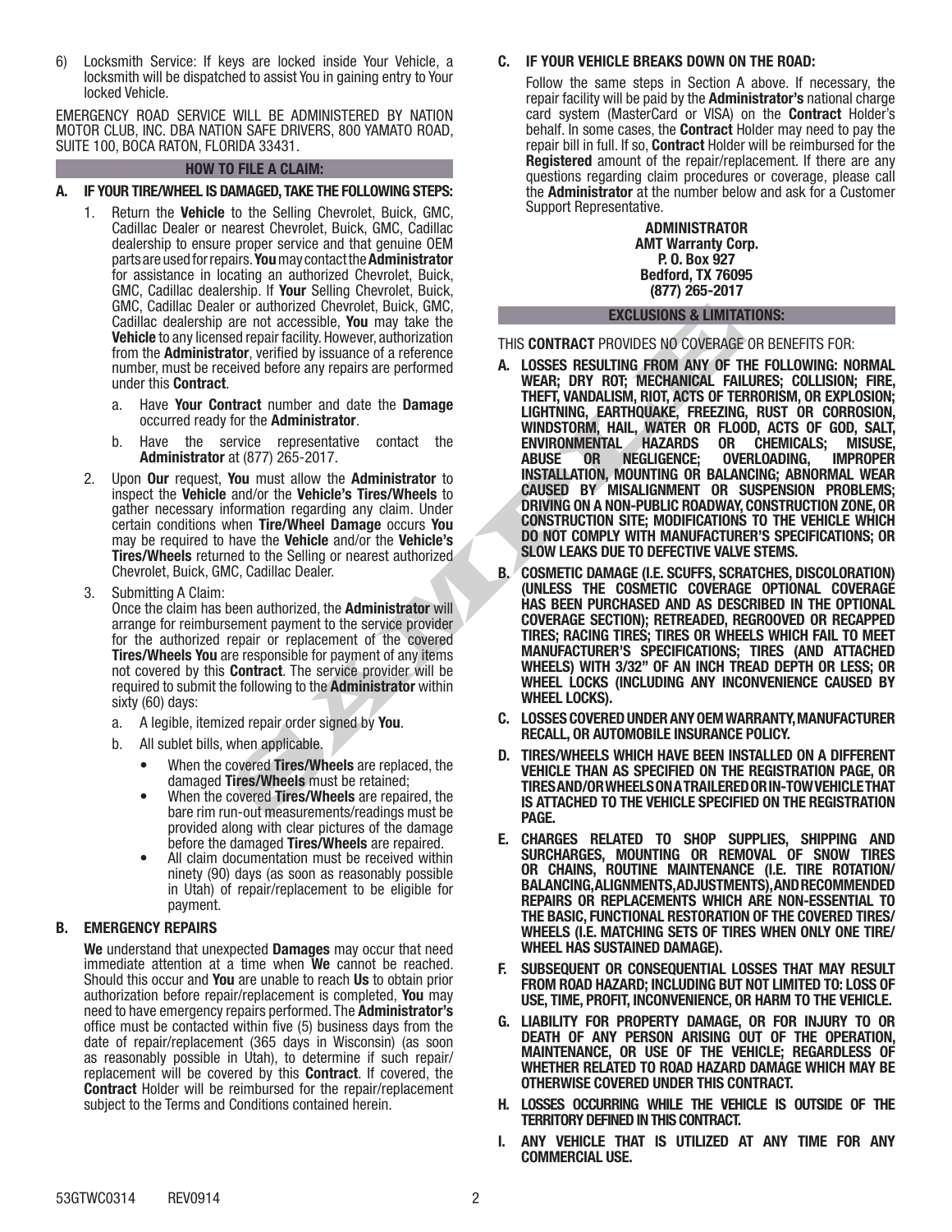6) Locksmith Service: If keys are locked inside Your Vehicle, a locksmith will be dispatched to assist You in gaining entry to Your locked Vehicle.

EMERGENCY ROAD SERVICE WILL BE ADMINISTERED BY NATION MOTOR CLUB, INC. DBA NATION SAFE DRIVERS, 800 YAMATO ROAD, SUITE 100, BOCA RATON, FLORIDA 33431.

## HOW TO FILE A CLAIM:

### A. IF YOUR TIRE/WHEEL IS DAMAGED, TAKE THE FOLLOWING STEPS:

1. Return the **Vehicle** to the Selling Chevrolet, Buick, GMC, Cadillac Dealer or nearest Chevrolet, Buick, GMC, Cadillac dealership to ensure proper service and that genuine OEM parts are used for repairs. **You** may contact the **Administrator** for assistance in locating an authorized Chevrolet, Buick, GMC, Cadillac dealership. If **Your** Selling Chevrolet, Buick, GMC, Cadillac Dealer or authorized Chevrolet, Buick, GMC, Cadillac dealership are not accessible, **You** may take the **Vehicle** to any licensed repair facility. However, authorization from the **Administrator**, verified by issuance of a reference number, must be received before any repairs are performed under this **Contract**.
   a. Have **Your Contract** number and date the **Damage** occurred ready for the **Administrator**.
   b. Have the service representative contact the **Administrator** at (877) 265-2017.
2. Upon **Our** request, **You** must allow the **Administrator** to inspect the **Vehicle** and/or the **Vehicle's Tires/Wheels** to gather necessary information regarding any claim. Under certain conditions when **Tire/Wheel Damage** occurs **You** may be required to have the **Vehicle** and/or the **Vehicle's Tires/Wheels** returned to the Selling or nearest authorized Chevrolet, Buick, GMC, Cadillac Dealer.
3. Submitting A Claim:
   Once the claim has been authorized, the **Administrator** will arrange for reimbursement payment to the service provider for the authorized repair or replacement of the covered **Tires/Wheels You** are responsible for payment of any items not covered by this **Contract**. The service provider will be required to submit the following to the **Administrator** within sixty (60) days:
   a. A legible, itemized repair order signed by **You**.
   b. All sublet bills, when applicable.
      - When the covered **Tires/Wheels** are replaced, the damaged **Tires/Wheels** must be retained;
      - When the covered **Tires/Wheels** are repaired, the bare rim run-out measurements/readings must be provided along with clear pictures of the damage before the damaged **Tires/Wheels** are repaired.
      - All claim documentation must be received within ninety (90) days (as soon as reasonably possible in Utah) of repair/replacement to be eligible for payment.

### B. EMERGENCY REPAIRS

**We** understand that unexpected **Damages** may occur that need immediate attention at a time when **We** cannot be reached. Should this occur and **You** are unable to reach **Us** to obtain prior authorization before repair/replacement is completed, **You** may need to have emergency repairs performed. The **Administrator's** office must be contacted within five (5) business days from the date of repair/replacement (365 days in Wisconsin) (as soon as reasonably possible in Utah), to determine if such repair/replacement will be covered by this **Contract**. If covered, the **Contract** Holder will be reimbursed for the repair/replacement subject to the Terms and Conditions contained herein.

### C. IF YOUR VEHICLE BREAKS DOWN ON THE ROAD:

Follow the same steps in Section A above. If necessary, the repair facility will be paid by the **Administrator's** national charge card system (MasterCard or VISA) on the **Contract** Holder's behalf. In some cases, the **Contract** Holder may need to pay the repair bill in full. If so, **Contract** Holder will be reimbursed for the **Registered** amount of the repair/replacement. If there are any questions regarding claim procedures or coverage, please call the **Administrator** at the number below and ask for a Customer Support Representative.

**ADMINISTRATOR**
**AMT Warranty Corp.**
**P. O. Box 927**
**Bedford, TX 76095**
**(877) 265-2017**

## EXCLUSIONS & LIMITATIONS:

THIS **CONTRACT** PROVIDES NO COVERAGE OR BENEFITS FOR:

**A. LOSSES RESULTING FROM ANY OF THE FOLLOWING: NORMAL WEAR; DRY ROT; MECHANICAL FAILURES; COLLISION; FIRE, THEFT, VANDALISM, RIOT, ACTS OF TERRORISM, OR EXPLOSION; LIGHTNING, EARTHQUAKE, FREEZING, RUST OR CORROSION, WINDSTORM, HAIL, WATER OR FLOOD, ACTS OF GOD, SALT, ENVIRONMENTAL HAZARDS OR CHEMICALS; MISUSE, ABUSE OR NEGLIGENCE; OVERLOADING, IMPROPER INSTALLATION, MOUNTING OR BALANCING; ABNORMAL WEAR CAUSED BY MISALIGNMENT OR SUSPENSION PROBLEMS; DRIVING ON A NON-PUBLIC ROADWAY, CONSTRUCTION ZONE, OR CONSTRUCTION SITE; MODIFICATIONS TO THE VEHICLE WHICH DO NOT COMPLY WITH MANUFACTURER'S SPECIFICATIONS; OR SLOW LEAKS DUE TO DEFECTIVE VALVE STEMS.**

**B. COSMETIC DAMAGE (I.E. SCUFFS, SCRATCHES, DISCOLORATION) (UNLESS THE COSMETIC COVERAGE OPTIONAL COVERAGE HAS BEEN PURCHASED AND AS DESCRIBED IN THE OPTIONAL COVERAGE SECTION); RETREADED, REGROOVED OR RECAPPED TIRES; RACING TIRES; TIRES OR WHEELS WHICH FAIL TO MEET MANUFACTURER'S SPECIFICATIONS; TIRES (AND ATTACHED WHEELS) WITH 3/32" OF AN INCH TREAD DEPTH OR LESS; OR WHEEL LOCKS (INCLUDING ANY INCONVENIENCE CAUSED BY WHEEL LOCKS).**

**C. LOSSES COVERED UNDER ANY OEM WARRANTY, MANUFACTURER RECALL, OR AUTOMOBILE INSURANCE POLICY.**

**D. TIRES/WHEELS WHICH HAVE BEEN INSTALLED ON A DIFFERENT VEHICLE THAN AS SPECIFIED ON THE REGISTRATION PAGE, OR TIRES AND/OR WHEELS ON A TRAILERED OR IN-TOW VEHICLE THAT IS ATTACHED TO THE VEHICLE SPECIFIED ON THE REGISTRATION PAGE.**

**E. CHARGES RELATED TO SHOP SUPPLIES, SHIPPING AND SURCHARGES, MOUNTING OR REMOVAL OF SNOW TIRES OR CHAINS, ROUTINE MAINTENANCE (I.E. TIRE ROTATION/ BALANCING, ALIGNMENTS, ADJUSTMENTS), AND RECOMMENDED REPAIRS OR REPLACEMENTS WHICH ARE NON-ESSENTIAL TO THE BASIC, FUNCTIONAL RESTORATION OF THE COVERED TIRES/ WHEELS (I.E. MATCHING SETS OF TIRES WHEN ONLY ONE TIRE/ WHEEL HAS SUSTAINED DAMAGE).**

**F. SUBSEQUENT OR CONSEQUENTIAL LOSSES THAT MAY RESULT FROM ROAD HAZARD; INCLUDING BUT NOT LIMITED TO: LOSS OF USE, TIME, PROFIT, INCONVENIENCE, OR HARM TO THE VEHICLE.**

**G. LIABILITY FOR PROPERTY DAMAGE, OR FOR INJURY TO OR DEATH OF ANY PERSON ARISING OUT OF THE OPERATION, MAINTENANCE, OR USE OF THE VEHICLE; REGARDLESS OF WHETHER RELATED TO ROAD HAZARD DAMAGE WHICH MAY BE OTHERWISE COVERED UNDER THIS CONTRACT.**

**H. LOSSES OCCURRING WHILE THE VEHICLE IS OUTSIDE OF THE TERRITORY DEFINED IN THIS CONTRACT.**

**I. ANY VEHICLE THAT IS UTILIZED AT ANY TIME FOR ANY COMMERCIAL USE.**

53GTWC0314 REV0914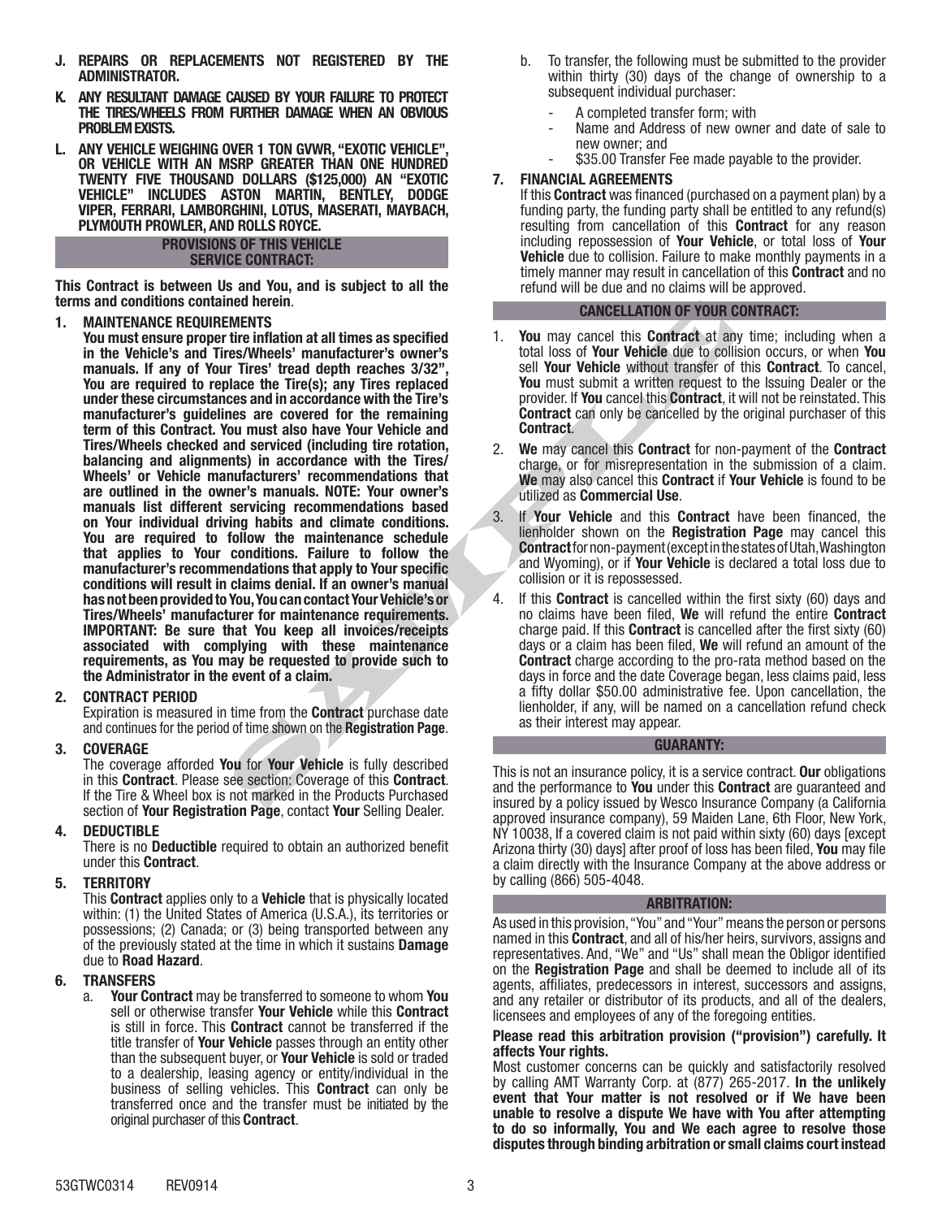**J. REPAIRS OR REPLACEMENTS NOT REGISTERED BY THE ADMINISTRATOR.**

**K. ANY RESULTANT DAMAGE CAUSED BY YOUR FAILURE TO PROTECT THE TIRES/WHEELS FROM FURTHER DAMAGE WHEN AN OBVIOUS PROBLEM EXISTS.**

**L. ANY VEHICLE WEIGHING OVER 1 TON GVWR, "EXOTIC VEHICLE", OR VEHICLE WITH AN MSRP GREATER THAN ONE HUNDRED TWENTY FIVE THOUSAND DOLLARS ($125,000) AN "EXOTIC VEHICLE" INCLUDES ASTON MARTIN, BENTLEY, DODGE VIPER, FERRARI, LAMBORGHINI, LOTUS, MASERATI, MAYBACH, PLYMOUTH PROWLER, AND ROLLS ROYCE.**

## PROVISIONS OF THIS VEHICLE SERVICE CONTRACT:

**This Contract is between Us and You, and is subject to all the terms and conditions contained herein.**

1. **MAINTENANCE REQUIREMENTS**
   **You must ensure proper tire inflation at all times as specified in the Vehicle's and Tires/Wheels' manufacturer's owner's manuals. If any of Your Tires' tread depth reaches 3/32", You are required to replace the Tire(s); any Tires replaced under these circumstances and in accordance with the Tire's manufacturer's guidelines are covered for the remaining term of this Contract. You must also have Your Vehicle and Tires/Wheels checked and serviced (including tire rotation, balancing and alignments) in accordance with the Tires/ Wheels' or Vehicle manufacturers' recommendations that are outlined in the owner's manuals. NOTE: Your owner's manuals list different servicing recommendations based on Your individual driving habits and climate conditions. You are required to follow the maintenance schedule that applies to Your conditions. Failure to follow the manufacturer's recommendations that apply to Your specific conditions will result in claims denial. If an owner's manual has not been provided to You, You can contact Your Vehicle's or Tires/Wheels' manufacturer for maintenance requirements. IMPORTANT: Be sure that You keep all invoices/receipts associated with complying with these maintenance requirements, as You may be requested to provide such to the Administrator in the event of a claim.**

2. **CONTRACT PERIOD**
   Expiration is measured in time from the **Contract** purchase date and continues for the period of time shown on the **Registration Page**.

3. **COVERAGE**
   The coverage afforded **You** for **Your Vehicle** is fully described in this **Contract**. Please see section: Coverage of this **Contract**. If the Tire & Wheel box is not marked in the Products Purchased section of **Your Registration Page**, contact **Your** Selling Dealer.

4. **DEDUCTIBLE**
   There is no **Deductible** required to obtain an authorized benefit under this **Contract**.

5. **TERRITORY**
   This **Contract** applies only to a **Vehicle** that is physically located within: (1) the United States of America (U.S.A.), its territories or possessions; (2) Canada; or (3) being transported between any of the previously stated at the time in which it sustains **Damage** due to **Road Hazard**.

6. **TRANSFERS**
   a. **Your Contract** may be transferred to someone to whom **You** sell or otherwise transfer **Your Vehicle** while this **Contract** is still in force. This **Contract** cannot be transferred if the title transfer of **Your Vehicle** passes through an entity other than the subsequent buyer, or **Your Vehicle** is sold or traded to a dealership, leasing agency or entity/individual in the business of selling vehicles. This **Contract** can only be transferred once and the transfer must be initiated by the original purchaser of this **Contract**.
   b. To transfer, the following must be submitted to the provider within thirty (30) days of the change of ownership to a subsequent individual purchaser:
      - A completed transfer form; with
      - Name and Address of new owner and date of sale to new owner; and
      - $35.00 Transfer Fee made payable to the provider.

7. **FINANCIAL AGREEMENTS**
   If this **Contract** was financed (purchased on a payment plan) by a funding party, the funding party shall be entitled to any refund(s) resulting from cancellation of this **Contract** for any reason including repossession of **Your Vehicle**, or total loss of **Your Vehicle** due to collision. Failure to make monthly payments in a timely manner may result in cancellation of this **Contract** and no refund will be due and no claims will be approved.

## CANCELLATION OF YOUR CONTRACT:

1. **You** may cancel this **Contract** at any time; including when a total loss of **Your Vehicle** due to collision occurs, or when **You** sell **Your Vehicle** without transfer of this **Contract**. To cancel, **You** must submit a written request to the Issuing Dealer or the provider. If **You** cancel this **Contract**, it will not be reinstated. This **Contract** can only be cancelled by the original purchaser of this **Contract**.
2. **We** may cancel this **Contract** for non-payment of the **Contract** charge, or for misrepresentation in the submission of a claim. **We** may also cancel this **Contract** if **Your Vehicle** is found to be utilized as **Commercial Use**.
3. If **Your Vehicle** and this **Contract** have been financed, the lienholder shown on the **Registration Page** may cancel this **Contract** for non-payment (except in the states of Utah, Washington and Wyoming), or if **Your Vehicle** is declared a total loss due to collision or it is repossessed.
4. If this **Contract** is cancelled within the first sixty (60) days and no claims have been filed, **We** will refund the entire **Contract** charge paid. If this **Contract** is cancelled after the first sixty (60) days or a claim has been filed, **We** will refund an amount of the **Contract** charge according to the pro-rata method based on the days in force and the date Coverage began, less claims paid, less a fifty dollar $50.00 administrative fee. Upon cancellation, the lienholder, if any, will be named on a cancellation refund check as their interest may appear.

## GUARANTY:

This is not an insurance policy, it is a service contract. **Our** obligations and the performance to **You** under this **Contract** are guaranteed and insured by a policy issued by Wesco Insurance Company (a California approved insurance company), 59 Maiden Lane, 6th Floor, New York, NY 10038, If a covered claim is not paid within sixty (60) days [except Arizona thirty (30) days] after proof of loss has been filed, **You** may file a claim directly with the Insurance Company at the above address or by calling (866) 505-4048.

## ARBITRATION:

As used in this provision, "You" and "Your" means the person or persons named in this **Contract**, and all of his/her heirs, survivors, assigns and representatives. And, "We" and "Us" shall mean the Obligor identified on the **Registration Page** and shall be deemed to include all of its agents, affiliates, predecessors in interest, successors and assigns, and any retailer or distributor of its products, and all of the dealers, licensees and employees of any of the foregoing entities.

**Please read this arbitration provision ("provision") carefully. It affects Your rights.**

Most customer concerns can be quickly and satisfactorily resolved by calling AMT Warranty Corp. at (877) 265-2017. **In the unlikely event that Your matter is not resolved or if We have been unable to resolve a dispute We have with You after attempting to do so informally, You and We each agree to resolve those disputes through binding arbitration or small claims court instead**

53GTWC0314 REV0914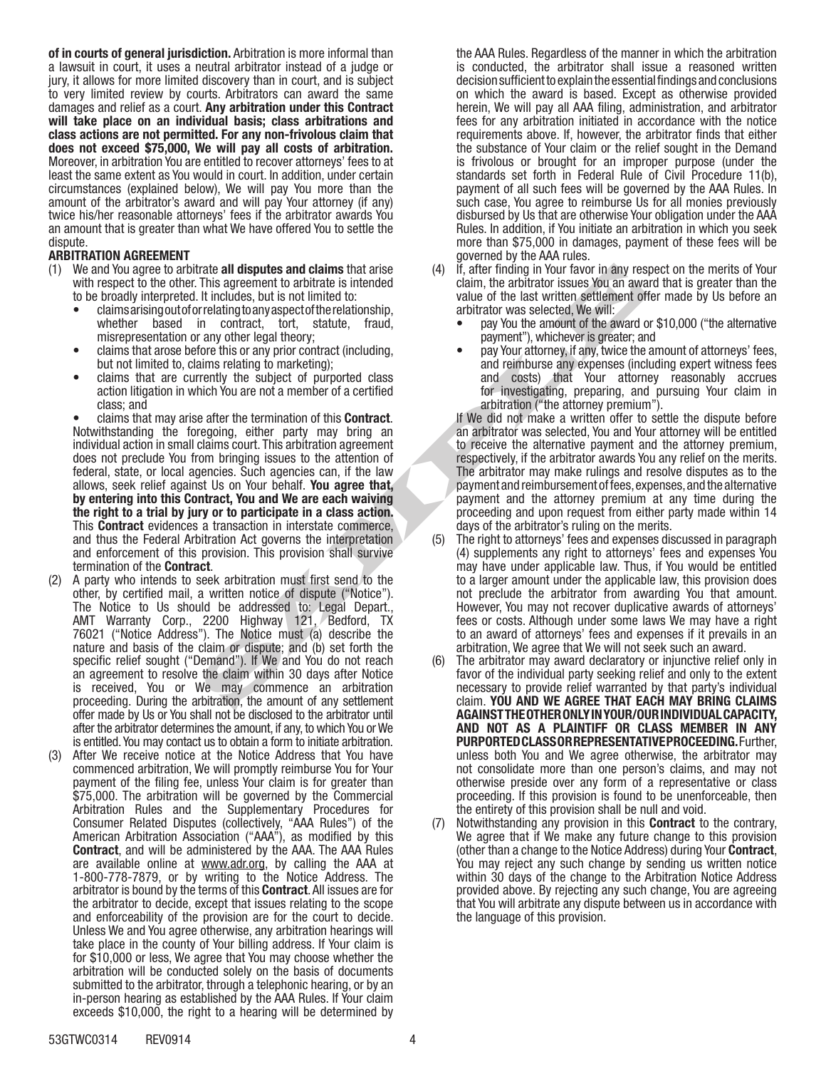**of in courts of general jurisdiction.** Arbitration is more informal than a lawsuit in court, it uses a neutral arbitrator instead of a judge or jury, it allows for more limited discovery than in court, and is subject to very limited review by courts. Arbitrators can award the same damages and relief as a court. **Any arbitration under this Contract will take place on an individual basis; class arbitrations and class actions are not permitted. For any non-frivolous claim that does not exceed $75,000, We will pay all costs of arbitration.** Moreover, in arbitration You are entitled to recover attorneys' fees to at least the same extent as You would in court. In addition, under certain circumstances (explained below), We will pay You more than the amount of the arbitrator's award and will pay Your attorney (if any) twice his/her reasonable attorneys' fees if the arbitrator awards You an amount that is greater than what We have offered You to settle the dispute.

**ARBITRATION AGREEMENT**

(1) We and You agree to arbitrate **all disputes and claims** that arise with respect to the other. This agreement to arbitrate is intended to be broadly interpreted. It includes, but is not limited to:
   - claims arising out of or relating to any aspect of the relationship, whether based in contract, tort, statute, fraud, misrepresentation or any other legal theory;
   - claims that arose before this or any prior contract (including, but not limited to, claims relating to marketing);
   - claims that are currently the subject of purported class action litigation in which You are not a member of a certified class; and
   - claims that may arise after the termination of this **Contract**.

   Notwithstanding the foregoing, either party may bring an individual action in small claims court. This arbitration agreement does not preclude You from bringing issues to the attention of federal, state, or local agencies. Such agencies can, if the law allows, seek relief against Us on Your behalf. **You agree that, by entering into this Contract, You and We are each waiving the right to a trial by jury or to participate in a class action.** This **Contract** evidences a transaction in interstate commerce, and thus the Federal Arbitration Act governs the interpretation and enforcement of this provision. This provision shall survive termination of the **Contract**.

(2) A party who intends to seek arbitration must first send to the other, by certified mail, a written notice of dispute ("Notice"). The Notice to Us should be addressed to: Legal Depart., AMT Warranty Corp., 2200 Highway 121, Bedford, TX 76021 ("Notice Address"). The Notice must (a) describe the nature and basis of the claim or dispute; and (b) set forth the specific relief sought ("Demand"). If We and You do not reach an agreement to resolve the claim within 30 days after Notice is received, You or We may commence an arbitration proceeding. During the arbitration, the amount of any settlement offer made by Us or You shall not be disclosed to the arbitrator until after the arbitrator determines the amount, if any, to which You or We is entitled. You may contact us to obtain a form to initiate arbitration.

(3) After We receive notice at the Notice Address that You have commenced arbitration, We will promptly reimburse You for Your payment of the filing fee, unless Your claim is for greater than $75,000. The arbitration will be governed by the Commercial Arbitration Rules and the Supplementary Procedures for Consumer Related Disputes (collectively, "AAA Rules") of the American Arbitration Association ("AAA"), as modified by this **Contract**, and will be administered by the AAA. The AAA Rules are available online at www.adr.org, by calling the AAA at 1-800-778-7879, or by writing to the Notice Address. The arbitrator is bound by the terms of this **Contract**. All issues are for the arbitrator to decide, except that issues relating to the scope and enforceability of the provision are for the court to decide. Unless We and You agree otherwise, any arbitration hearings will take place in the county of Your billing address. If Your claim is for $10,000 or less, We agree that You may choose whether the arbitration will be conducted solely on the basis of documents submitted to the arbitrator, through a telephonic hearing, or by an in-person hearing as established by the AAA Rules. If Your claim exceeds $10,000, the right to a hearing will be determined by the AAA Rules. Regardless of the manner in which the arbitration is conducted, the arbitrator shall issue a reasoned written decision sufficient to explain the essential findings and conclusions on which the award is based. Except as otherwise provided herein, We will pay all AAA filing, administration, and arbitrator fees for any arbitration initiated in accordance with the notice requirements above. If, however, the arbitrator finds that either the substance of Your claim or the relief sought in the Demand is frivolous or brought for an improper purpose (under the standards set forth in Federal Rule of Civil Procedure 11(b), payment of all such fees will be governed by the AAA Rules. In such case, You agree to reimburse Us for all monies previously disbursed by Us that are otherwise Your obligation under the AAA Rules. In addition, if You initiate an arbitration in which you seek more than $75,000 in damages, payment of these fees will be governed by the AAA rules.

(4) If, after finding in Your favor in any respect on the merits of Your claim, the arbitrator issues You an award that is greater than the value of the last written settlement offer made by Us before an arbitrator was selected, We will:
   - pay You the amount of the award or $10,000 ("the alternative payment"), whichever is greater; and
   - pay Your attorney, if any, twice the amount of attorneys' fees, and reimburse any expenses (including expert witness fees and costs) that Your attorney reasonably accrues for investigating, preparing, and pursuing Your claim in arbitration ("the attorney premium").

   If We did not make a written offer to settle the dispute before an arbitrator was selected, You and Your attorney will be entitled to receive the alternative payment and the attorney premium, respectively, if the arbitrator awards You any relief on the merits. The arbitrator may make rulings and resolve disputes as to the payment and reimbursement of fees, expenses, and the alternative payment and the attorney premium at any time during the proceeding and upon request from either party made within 14 days of the arbitrator's ruling on the merits.

(5) The right to attorneys' fees and expenses discussed in paragraph (4) supplements any right to attorneys' fees and expenses You may have under applicable law. Thus, if You would be entitled to a larger amount under the applicable law, this provision does not preclude the arbitrator from awarding You that amount. However, You may not recover duplicative awards of attorneys' fees or costs. Although under some laws We may have a right to an award of attorneys' fees and expenses if it prevails in an arbitration, We agree that We will not seek such an award.

(6) The arbitrator may award declaratory or injunctive relief only in favor of the individual party seeking relief and only to the extent necessary to provide relief warranted by that party's individual claim. **YOU AND WE AGREE THAT EACH MAY BRING CLAIMS AGAINST THE OTHER ONLY IN YOUR/OUR INDIVIDUAL CAPACITY, AND NOT AS A PLAINTIFF OR CLASS MEMBER IN ANY PURPORTED CLASS OR REPRESENTATIVE PROCEEDING.** Further, unless both You and We agree otherwise, the arbitrator may not consolidate more than one person's claims, and may not otherwise preside over any form of a representative or class proceeding. If this provision is found to be unenforceable, then the entirety of this provision shall be null and void.

(7) Notwithstanding any provision in this **Contract** to the contrary, We agree that if We make any future change to this provision (other than a change to the Notice Address) during Your **Contract**, You may reject any such change by sending us written notice within 30 days of the change to the Arbitration Notice Address provided above. By rejecting any such change, You are agreeing that You will arbitrate any dispute between us in accordance with the language of this provision.

53GTWC0314 REV0914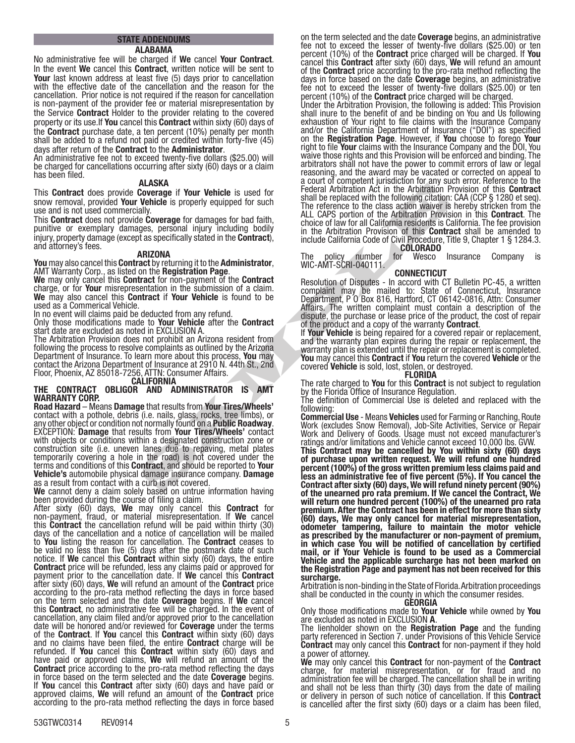## STATE ADDENDUMS

### ALABAMA

No administrative fee will be charged if **We** cancel **Your Contract**. In the event **We** cancel this **Contract**, written notice will be sent to **Your** last known address at least five (5) days prior to cancellation with the effective date of the cancellation and the reason for the cancellation. Prior notice is not required if the reason for cancellation is non-payment of the provider fee or material misrepresentation by the Service **Contract** Holder to the provider relating to the covered property or its use.If **You** cancel this **Contract** within sixty (60) days of the **Contract** purchase date, a ten percent (10%) penalty per month shall be added to a refund not paid or credited within forty-five (45) days after return of the **Contract** to the **Administrator**.

An administrative fee not to exceed twenty-five dollars ($25.00) will be charged for cancellations occurring after sixty (60) days or a claim has been filed.

### ALASKA

This **Contract** does provide **Coverage** if **Your Vehicle** is used for snow removal, provided **Your Vehicle** is properly equipped for such use and is not used commercially.

This **Contract** does not provide **Coverage** for damages for bad faith, punitive or exemplary damages, personal injury including bodily injury, property damage (except as specifically stated in the **Contract**), and attorney's fees.

### ARIZONA

**You** may also cancel this **Contract** by returning it to the **Administrator**, AMT Warranty Corp., as listed on the **Registration Page**.

**We** may only cancel this **Contract** for non-payment of the **Contract** charge, or for **Your** misrepresentation in the submission of a claim. **We** may also cancel this **Contract** if **Your Vehicle** is found to be used as a Commercial Vehicle.

In no event will claims paid be deducted from any refund.

Only those modifications made to **Your Vehicle** after the **Contract** start date are excluded as noted in EXCLUSION A.

The Arbitration Provision does not prohibit an Arizona resident from following the process to resolve complaints as outlined by the Arizona Department of Insurance. To learn more about this process, **You** may contact the Arizona Department of Insurance at 2910 N. 44th St., 2nd Floor, Phoenix, AZ 85018-7256, ATTN: Consumer Affairs.

### CALIFORNIA

**THE CONTRACT OBLIGOR AND ADMINISTRATOR IS AMT WARRANTY CORP.**

**Road Hazard** – Means **Damage** that results from **Your Tires/Wheels'** contact with a pothole, debris (i.e. nails, glass, rocks, tree limbs), or any other object or condition not normally found on a **Public Roadway**. EXCEPTION: **Damage** that results from **Your Tires/Wheels'** contact with objects or conditions within a designated construction zone or construction site (i.e. uneven lanes due to repaving, metal plates temporarily covering a hole in the road) is not covered under the terms and conditions of this **Contract**, and should be reported to **Your Vehicle's** automobile physical damage insurance company. **Damage** as a result from contact with a curb is not covered.

**We** cannot deny a claim solely based on untrue information having been provided during the course of filing a claim.

After sixty (60) days, **We** may only cancel this **Contract** for non-payment, fraud, or material misrepresentation. If **We** cancel this **Contract** the cancellation refund will be paid within thirty (30) days of the cancellation and a notice of cancellation will be mailed to **You** listing the reason for cancellation. The **Contract** ceases to be valid no less than five (5) days after the postmark date of such notice. If **We** cancel this **Contract** within sixty (60) days, the entire **Contract** price will be refunded, less any claims paid or approved for payment prior to the cancellation date. If **We** cancel this **Contract** after sixty (60) days, **We** will refund an amount of the **Contract** price according to the pro-rata method reflecting the days in force based on the term selected and the date **Coverage** begins. If **We** cancel this **Contract**, no administrative fee will be charged. In the event of cancellation, any claim filed and/or approved prior to the cancellation date will be honored and/or reviewed for **Coverage** under the terms of the **Contract**. If **You** cancel this **Contract** within sixty (60) days and no claims have been filed, the entire **Contract** charge will be refunded. If **You** cancel this **Contract** within sixty (60) days and have paid or approved claims, **We** will refund an amount of the **Contract** price according to the pro-rata method reflecting the days in force based on the term selected and the date **Coverage** begins. If **You** cancel this **Contract** after sixty (60) days and have paid or approved claims, **We** will refund an amount of the **Contract** price according to the pro-rata method reflecting the days in force based on the term selected and the date **Coverage** begins, an administrative fee not to exceed the lesser of twenty-five dollars ($25.00) or ten percent (10%) of the **Contract** price charged will be charged. If **You** cancel this **Contract** after sixty (60) days, **We** will refund an amount of the **Contract** price according to the pro-rata method reflecting the days in force based on the date **Coverage** begins, an administrative fee not to exceed the lesser of twenty-five dollars ($25.00) or ten percent (10%) of the **Contract** price charged will be charged.

Under the Arbitration Provision, the following is added: This Provision shall inure to the benefit of and be binding on You and Us following exhaustion of Your right to file claims with the Insurance Company and/or the California Department of Insurance ("DOI") as specified on the **Registration Page**. However, if **You** choose to forego **Your** right to file **Your** claims with the Insurance Company and the DOI, You waive those rights and this Provision will be enforced and binding. The arbitrators shall not have the power to commit errors of law or legal reasoning, and the award may be vacated or corrected on appeal to a court of competent jurisdiction for any such error. Reference to the Federal Arbitration Act in the Arbitration Provision of this **Contract** shall be replaced with the following citation: CAA (CCP § 1280 et seq). The reference to the class action waiver is hereby stricken from the ALL CAPS portion of the Arbitration Provision in this **Contract**. The choice of law for all California residents is California. The fee provision in the Arbitration Provision of this **Contract** shall be amended to include California Code of Civil Procedure, Title 9, Chapter 1 § 1284.3.

### COLORADO

The policy number for Wesco Insurance Company is WIC-AMT-SCRI-040111.

### CONNECTICUT

Resolution of Disputes - In accord with CT Bulletin PC-45, a written complaint may be mailed to: State of Connecticut, Insurance Department, P O Box 816, Hartford, CT 06142-0816, Attn: Consumer Affairs. The written complaint must contain a description of the dispute, the purchase or lease price of the product, the cost of repair of the product and a copy of the warranty **Contract**.

If **Your Vehicle** is being repaired for a covered repair or replacement, and the warranty plan expires during the repair or replacement, the warranty plan is extended until the repair or replacement is completed. **You** may cancel this **Contract** if **You** return the covered **Vehicle** or the covered **Vehicle** is sold, lost, stolen, or destroyed.

### FLORIDA

The rate charged to **You** for this **Contract** is not subject to regulation by the Florida Office of Insurance Regulation.

The definition of Commercial Use is deleted and replaced with the following:

**Commercial Use** - Means **Vehicles** used for Farming or Ranching, Route Work (excludes Snow Removal), Job-Site Activities, Service or Repair Work and Delivery of Goods. Usage must not exceed manufacturer's ratings and/or limitations and Vehicle cannot exceed 10,000 lbs. GVW.

**This Contract may be cancelled by You within sixty (60) days of purchase upon written request. We will refund one hundred percent (100%) of the gross written premium less claims paid and less an administrative fee of five percent (5%). If You cancel the Contract after sixty (60) days, We will refund ninety percent (90%) of the unearned pro rata premium. If We cancel the Contract, We will return one hundred percent (100%) of the unearned pro rata premium. After the Contract has been in effect for more than sixty (60) days, We may only cancel for material misrepresentation, odometer tampering, failure to maintain the motor vehicle as prescribed by the manufacturer or non-payment of premium, in which case You will be notified of cancellation by certified mail, or if Your Vehicle is found to be used as a Commercial Vehicle and the applicable surcharge has not been marked on the Registration Page and payment has not been received for this surcharge.**

Arbitration is non-binding in the State of Florida. Arbitration proceedings shall be conducted in the county in which the consumer resides.

### GEORGIA

Only those modifications made to **Your Vehicle** while owned by **You** are excluded as noted in EXCLUSION **A**.

The lienholder shown on the **Registration Page** and the funding party referenced in Section 7. under Provisions of this Vehicle Service **Contract** may only cancel this **Contract** for non-payment if they hold a power of attorney.

**We** may only cancel this **Contract** for non-payment of the **Contract** charge, for material misrepresentation, or for fraud and no administration fee will be charged. The cancellation shall be in writing and shall not be less than thirty (30) days from the date of mailing or delivery in person of such notice of cancellation. If this **Contract** is cancelled after the first sixty (60) days or a claim has been filed,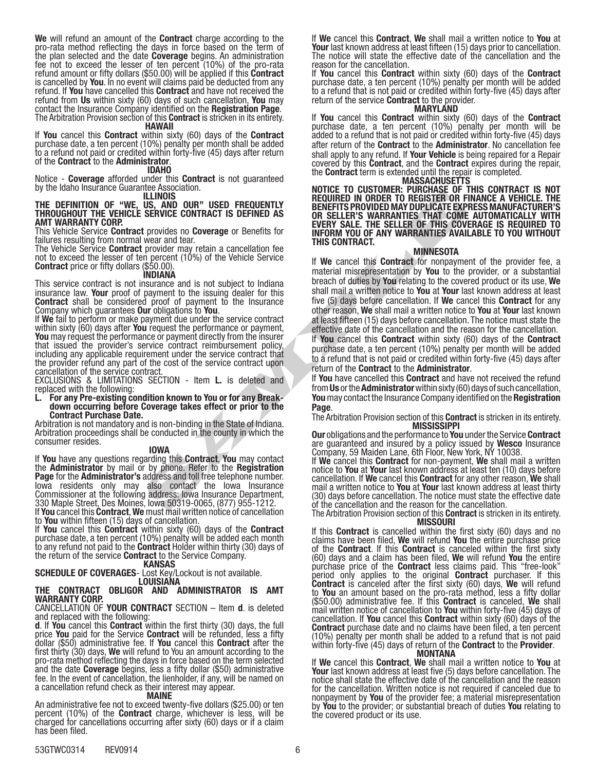**We** will refund an amount of the **Contract** charge according to the pro-rata method reflecting the days in force based on the term of the plan selected and the date **Coverage** begins. An administration fee not to exceed the lesser of ten percent (10%) of the pro-rata refund amount or fifty dollars ($50.00) will be applied if this **Contract** is cancelled by **You**. In no event will claims paid be deducted from any refund. If **You** have cancelled this **Contract** and have not received the refund from **Us** within sixty (60) days of such cancellation, **You** may contact the Insurance Company identified on the **Registration Page**.

The Arbitration Provision section of this **Contract** is stricken in its entirety.

### HAWAII

If **You** cancel this **Contract** within sixty (60) days of the **Contract** purchase date, a ten percent (10%) penalty per month shall be added to a refund not paid or credited within forty-five (45) days after return of the **Contract** to the **Administrator**.

### IDAHO

Notice - **Coverage** afforded under this **Contract** is not guaranteed by the Idaho Insurance Guarantee Association.

### ILLINOIS

**THE DEFINITION OF "WE, US, AND OUR" USED FREQUENTLY THROUGHOUT THE VEHICLE SERVICE CONTRACT IS DEFINED AS AMT WARRANTY CORP.**

This Vehicle Service **Contract** provides no **Coverage** or Benefits for failures resulting from normal wear and tear.

The Vehicle Service **Contract** provider may retain a cancellation fee not to exceed the lesser of ten percent (10%) of the Vehicle Service **Contract** price or fifty dollars ($50.00).

### INDIANA

This service contract is not insurance and is not subject to Indiana insurance law. **Your** proof of payment to the issuing dealer for this **Contract** shall be considered proof of payment to the Insurance Company which guarantees **Our** obligations to **You**.

If **We** fail to perform or make payment due under the service contract within sixty (60) days after **You** request the performance or payment, **You** may request the performance or payment directly from the insurer that issued the provider's service contract reimbursement policy, including any applicable requirement under the service contract that the provider refund any part of the cost of the service contract upon cancellation of the service contract.

EXCLUSIONS & LIMITATIONS SECTION - Item **L.** is deleted and replaced with the following:

**L. For any Pre-existing condition known to You or for any Breakdown occurring before Coverage takes effect or prior to the Contract Purchase Date.**

Arbitration is not mandatory and is non-binding in the State of Indiana. Arbitration proceedings shall be conducted in the county in which the consumer resides.

### IOWA

If **You** have any questions regarding this **Contract**, **You** may contact the **Administrator** by mail or by phone. Refer to the **Registration Page** for the **Administrator's** address and toll free telephone number. Iowa residents only may also contact the Iowa Insurance Commissioner at the following address: Iowa Insurance Department, 330 Maple Street, Des Moines, Iowa 50319-0065, (877) 955-1212.

If **You** cancel this **Contract**, **We** must mail written notice of cancellation to **You** within fifteen (15) days of cancellation.

If **You** cancel this **Contract** within sixty (60) days of the **Contract** purchase date, a ten percent (10%) penalty will be added each month to any refund not paid to the **Contract** Holder within thirty (30) days of the return of the service **Contract** to the Service Company.

### KANSAS

**SCHEDULE OF COVERAGES**- Lost Key/Lockout is not available.

### LOUISIANA

**THE CONTRACT OBLIGOR AND ADMINISTRATOR IS AMT WARRANTY CORP.**

CANCELLATION OF **YOUR CONTRACT** SECTION – Item **d**. is deleted and replaced with the following:

**d**. If **You** cancel this **Contract** within the first thirty (30) days, the full price **You** paid for the Service **Contract** will be refunded, less a fifty dollar ($50) administrative fee. If **You** cancel this **Contract** after the first thirty (30) days, **We** will refund to You an amount according to the pro-rata method reflecting the days in force based on the term selected and the date **Coverage** begins, less a fifty dollar ($50) administrative fee. In the event of cancellation, the lienholder, if any, will be named on a cancellation refund check as their interest may appear.

### MAINE

An administrative fee not to exceed twenty-five dollars ($25.00) or ten percent (10%) of the **Contract** charge, whichever is less, will be charged for cancellations occurring after sixty (60) days or if a claim has been filed.

If **We** cancel this **Contract**, **We** shall mail a written notice to **You** at **Your** last known address at least fifteen (15) days prior to cancellation. The notice will state the effective date of the cancellation and the reason for the cancellation.

If **You** cancel this **Contract** within sixty (60) days of the **Contract** purchase date, a ten percent (10%) penalty per month will be added to a refund that is not paid or credited within forty-five (45) days after return of the service **Contract** to the provider.

### MARYLAND

If **You** cancel this **Contract** within sixty (60) days of the **Contract** purchase date, a ten percent (10%) penalty per month will be added to a refund that is not paid or credited within forty-five (45) days after return of the **Contract** to the **Administrator**. No cancellation fee shall apply to any refund. If **Your Vehicle** is being repaired for a Repair covered by this **Contract**, and the **Contract** expires during the repair, the **Contract** term is extended until the repair is completed.

### MASSACHUSETTS

**NOTICE TO CUSTOMER: PURCHASE OF THIS CONTRACT IS NOT REQUIRED IN ORDER TO REGISTER OR FINANCE A VEHICLE. THE BENEFITS PROVIDED MAY DUPLICATE EXPRESS MANUFACTURER'S OR SELLER'S WARRANTIES THAT COME AUTOMATICALLY WITH EVERY SALE. THE SELLER OF THIS COVERAGE IS REQUIRED TO INFORM YOU OF ANY WARRANTIES AVAILABLE TO YOU WITHOUT THIS CONTRACT.**

### MINNESOTA

If **We** cancel this **Contract** for nonpayment of the provider fee, a material misrepresentation by **You** to the provider, or a substantial breach of duties by **You** relating to the covered product or its use, **We** shall mail a written notice to **You** at **Your** last known address at least five (5) days before cancellation. If **We** cancel this **Contract** for any other reason, **We** shall mail a written notice to **You** at **Your** last known at least fifteen (15) days before cancellation. The notice must state the effective date of the cancellation and the reason for the cancellation.

If **You** cancel this **Contract** within sixty (60) days of the **Contract** purchase date, a ten percent (10%) penalty per month will be added to a refund that is not paid or credited within forty-five (45) days after return of the **Contract** to the **Administrator**.

If **You** have cancelled this **Contract** and have not received the refund from **Us** or the **Administrator** within sixty (60) days of such cancellation, **You** may contact the Insurance Company identified on the **Registration Page**.

The Arbitration Provision section of this **Contract** is stricken in its entirety.

### MISSISSIPPI

**Our** obligations and the performance to **You** under the Service **Contract** are guaranteed and insured by a policy issued by **Wesco** Insurance Company, 59 Maiden Lane, 6th Floor, New York, NY 10038.

If **We** cancel this **Contract** for non-payment, **We** shall mail a written notice to **You** at **Your** last known address at least ten (10) days before cancellation. If **We** cancel this **Contract** for any other reason, **We** shall mail a written notice to **You** at **Your** last known address at least thirty (30) days before cancellation. The notice must state the effective date of the cancellation and the reason for the cancellation.

The Arbitration Provision section of this **Contract** is stricken in its entirety.

### MISSOURI

If this **Contract** is cancelled within the first sixty (60) days and no claims have been filed, **We** will refund **You** the entire purchase price of the **Contract**. If this **Contract** is canceled within the first sixty (60) days and a claim has been filed, **We** will refund **You** the entire purchase price of the **Contract** less claims paid. This "free-look" period only applies to the original **Contract** purchaser. If this **Contract** is canceled after the first sixty (60) days, **We** will refund to **You** an amount based on the pro-rata method, less a fifty dollar ($50.00) administrative fee. If this **Contract** is canceled, **We** shall mail written notice of cancellation to **You** within forty-five (45) days of cancellation. If **You** cancel this **Contract** within sixty (60) days of the **Contract** purchase date and no claims have been filed, a ten percent (10%) penalty per month shall be added to a refund that is not paid within forty-five (45) days of return of the **Contract** to the **Provider**.

### MONTANA

If **We** cancel this **Contract**, **We** shall mail a written notice to **You** at **Your** last known address at least five (5) days before cancellation. The notice shall state the effective date of the cancellation and the reason for the cancellation. Written notice is not required if canceled due to nonpayment by **You** of the provider fee; a material misrepresentation by **You** to the provider; or substantial breach of duties **You** relating to the covered product or its use.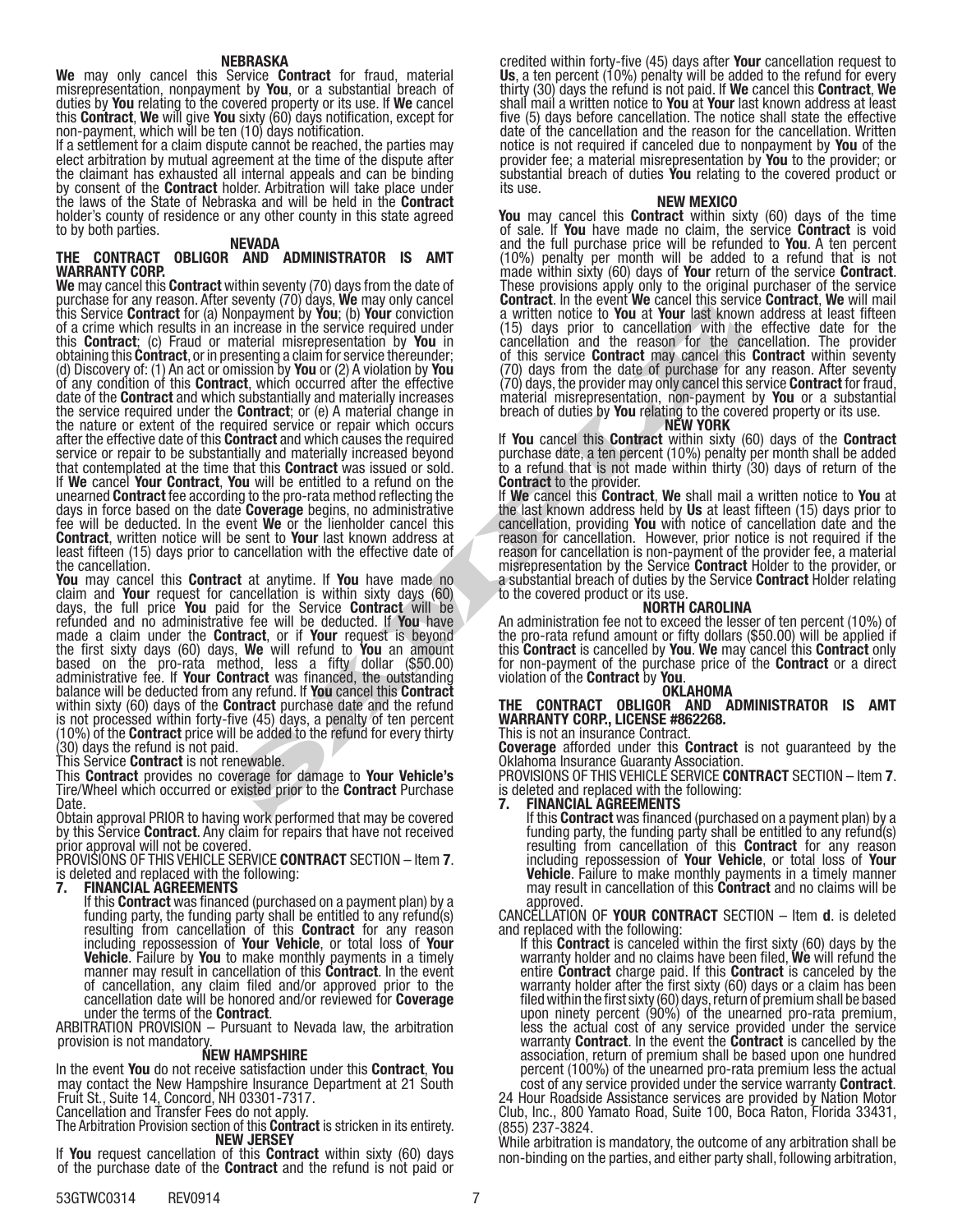### NEBRASKA

**We** may only cancel this Service **Contract** for fraud, material misrepresentation, nonpayment by **You**, or a substantial breach of duties by **You** relating to the covered property or its use. If **We** cancel this **Contract**, **We** will give **You** sixty (60) days notification, except for non-payment, which will be ten (10) days notification.

If a settlement for a claim dispute cannot be reached, the parties may elect arbitration by mutual agreement at the time of the dispute after the claimant has exhausted all internal appeals and can be binding by consent of the **Contract** holder. Arbitration will take place under the laws of the State of Nebraska and will be held in the **Contract** holder's county of residence or any other county in this state agreed to by both parties.

### NEVADA

**THE CONTRACT OBLIGOR AND ADMINISTRATOR IS AMT WARRANTY CORP.**

**We** may cancel this **Contract** within seventy (70) days from the date of purchase for any reason. After seventy (70) days, **We** may only cancel this Service **Contract** for (a) Nonpayment by **You**; (b) **Your** conviction of a crime which results in an increase in the service required under this **Contract**; (c) Fraud or material misrepresentation by **You** in obtaining this **Contract**, or in presenting a claim for service thereunder; (d) Discovery of: (1) An act or omission by **You** or (2) A violation by **You** of any condition of this **Contract**, which occurred after the effective date of the **Contract** and which substantially and materially increases the service required under the **Contract**; or (e) A material change in the nature or extent of the required service or repair which occurs after the effective date of this **Contract** and which causes the required service or repair to be substantially and materially increased beyond that contemplated at the time that this **Contract** was issued or sold.

If **We** cancel **Your Contract**, **You** will be entitled to a refund on the unearned **Contract** fee according to the pro-rata method reflecting the days in force based on the date **Coverage** begins, no administrative fee will be deducted. In the event **We** or the lienholder cancel this **Contract**, written notice will be sent to **Your** last known address at least fifteen (15) days prior to cancellation with the effective date of the cancellation.

**You** may cancel this **Contract** at anytime. If **You** have made no claim and **Your** request for cancellation is within sixty days (60) days, the full price **You** paid for the Service **Contract** will be refunded and no administrative fee will be deducted. If **You** have made a claim under the **Contract**, or if **Your** request is beyond the first sixty days (60) days, **We** will refund to **You** an amount based on the pro-rata method, less a fifty dollar ($50.00) administrative fee. If **Your Contract** was financed, the outstanding balance will be deducted from any refund. If **You** cancel this **Contract** within sixty (60) days of the **Contract** purchase date and the refund is not processed within forty-five (45) days, a penalty of ten percent (10%) of the **Contract** price will be added to the refund for every thirty (30) days the refund is not paid.

This Service **Contract** is not renewable.

This **Contract** provides no coverage for damage to **Your Vehicle's** Tire/Wheel which occurred or existed prior to the **Contract** Purchase Date.

Obtain approval PRIOR to having work performed that may be covered by this Service **Contract**. Any claim for repairs that have not received prior approval will not be covered.

PROVISIONS OF THIS VEHICLE SERVICE **CONTRACT** SECTION – Item **7**. is deleted and replaced with the following:

**7. FINANCIAL AGREEMENTS**

If this **Contract** was financed (purchased on a payment plan) by a funding party, the funding party shall be entitled to any refund(s) resulting from cancellation of this **Contract** for any reason including repossession of **Your Vehicle**, or total loss of **Your Vehicle**. Failure by **You** to make monthly payments in a timely manner may result in cancellation of this **Contract**. In the event of cancellation, any claim filed and/or approved prior to the cancellation date will be honored and/or reviewed for **Coverage** under the terms of the **Contract**.

ARBITRATION PROVISION – Pursuant to Nevada law, the arbitration provision is not mandatory.

### NEW HAMPSHIRE

In the event **You** do not receive satisfaction under this **Contract**, **You** may contact the New Hampshire Insurance Department at 21 South Fruit St., Suite 14, Concord, NH 03301-7317.

Cancellation and Transfer Fees do not apply.

The Arbitration Provision section of this **Contract** is stricken in its entirety.

### NEW JERSEY

If **You** request cancellation of this **Contract** within sixty (60) days of the purchase date of the **Contract** and the refund is not paid or credited within forty-five (45) days after **Your** cancellation request to **Us**, a ten percent (10%) penalty will be added to the refund for every thirty (30) days the refund is not paid. If **We** cancel this **Contract**, **We** shall mail a written notice to **You** at **Your** last known address at least five (5) days before cancellation. The notice shall state the effective date of the cancellation and the reason for the cancellation. Written notice is not required if canceled due to nonpayment by **You** of the provider fee; a material misrepresentation by **You** to the provider; or substantial breach of duties **You** relating to the covered product or its use.

### NEW MEXICO

**You** may cancel this **Contract** within sixty (60) days of the time of sale. If **You** have made no claim, the service **Contract** is void and the full purchase price will be refunded to **You**. A ten percent (10%) penalty per month will be added to a refund that is not made within sixty (60) days of **Your** return of the service **Contract**. These provisions apply only to the original purchaser of the service **Contract**. In the event **We** cancel this service **Contract**, **We** will mail a written notice to **You** at **Your** last known address at least fifteen (15) days prior to cancellation with the effective date for the cancellation and the reason for the cancellation. The provider of this service **Contract** may cancel this **Contract** within seventy (70) days from the date of purchase for any reason. After seventy (70) days, the provider may only cancel this service **Contract** for fraud, material misrepresentation, non-payment by **You** or a substantial breach of duties by **You** relating to the covered property or its use.

### NEW YORK

If **You** cancel this **Contract** within sixty (60) days of the **Contract** purchase date, a ten percent (10%) penalty per month shall be added to a refund that is not made within thirty (30) days of return of the **Contract** to the provider.

If **We** cancel this **Contract**, **We** shall mail a written notice to **You** at the last known address held by **Us** at least fifteen (15) days prior to cancellation, providing **You** with notice of cancellation date and the reason for cancellation. However, prior notice is not required if the reason for cancellation is non-payment of the provider fee, a material misrepresentation by the Service **Contract** Holder to the provider, or a substantial breach of duties by the Service **Contract** Holder relating to the covered product or its use.

### NORTH CAROLINA

An administration fee not to exceed the lesser of ten percent (10%) of the pro-rata refund amount or fifty dollars ($50.00) will be applied if this **Contract** is cancelled by **You**. **We** may cancel this **Contract** only for non-payment of the purchase price of the **Contract** or a direct violation of the **Contract** by **You**.

### OKLAHOMA

**THE CONTRACT OBLIGOR AND ADMINISTRATOR IS AMT WARRANTY CORP., LICENSE #862268.**

This is not an insurance Contract.

**Coverage** afforded under this **Contract** is not guaranteed by the Oklahoma Insurance Guaranty Association.

PROVISIONS OF THIS VEHICLE SERVICE **CONTRACT** SECTION – Item **7**. is deleted and replaced with the following:

**7. FINANCIAL AGREEMENTS**

If this **Contract** was financed (purchased on a payment plan) by a funding party, the funding party shall be entitled to any refund(s) resulting from cancellation of this **Contract** for any reason including repossession of **Your Vehicle**, or total loss of **Your Vehicle**. Failure to make monthly payments in a timely manner may result in cancellation of this **Contract** and no claims will be approved.

CANCELLATION OF **YOUR CONTRACT** SECTION – Item **d**. is deleted and replaced with the following:

If this **Contract** is canceled within the first sixty (60) days by the warranty holder and no claims have been filed, **We** will refund the entire **Contract** charge paid. If this **Contract** is canceled by the warranty holder after the first sixty (60) days or a claim has been filed within the first sixty (60) days, return of premium shall be based upon ninety percent (90%) of the unearned pro-rata premium, less the actual cost of any service provided under the service warranty **Contract**. In the event the **Contract** is cancelled by the association, return of premium shall be based upon one hundred percent (100%) of the unearned pro-rata premium less the actual cost of any service provided under the service warranty **Contract**.

24 Hour Roadside Assistance services are provided by Nation Motor Club, Inc., 800 Yamato Road, Suite 100, Boca Raton, Florida 33431, (855) 237-3824.

While arbitration is mandatory, the outcome of any arbitration shall be non-binding on the parties, and either party shall, following arbitration,

53GTWC0314 REV0914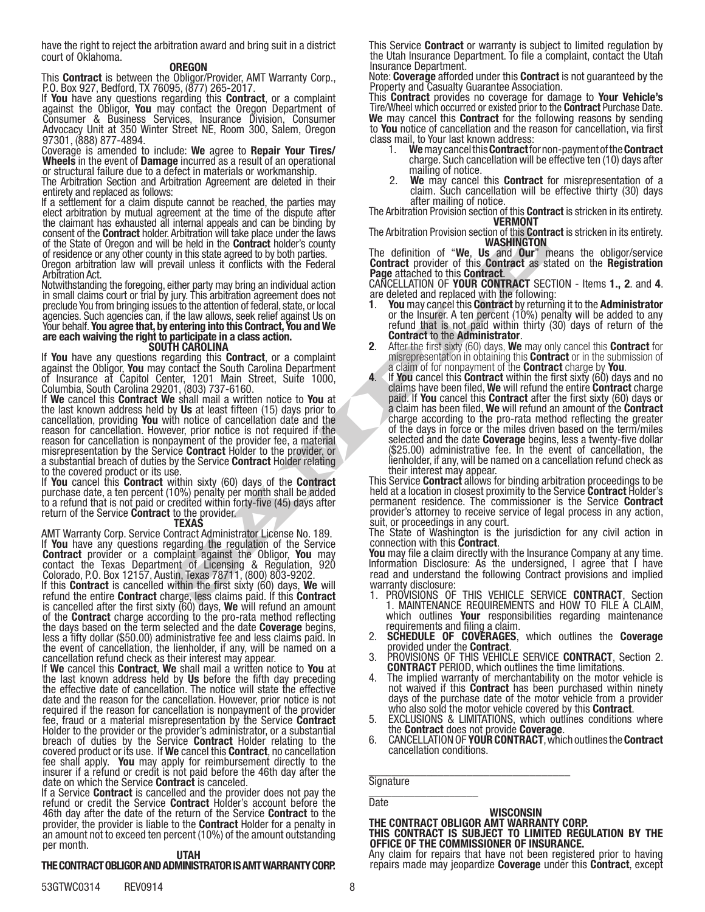have the right to reject the arbitration award and bring suit in a district court of Oklahoma.

## OREGON

This **Contract** is between the Obligor/Provider, AMT Warranty Corp., P.O. Box 927, Bedford, TX 76095, (877) 265-2017.

If **You** have any questions regarding this **Contract**, or a complaint against the Obligor, **You** may contact the Oregon Department of Consumer & Business Services, Insurance Division, Consumer Advocacy Unit at 350 Winter Street NE, Room 300, Salem, Oregon 97301, (888) 877-4894.

Coverage is amended to include: **We** agree to **Repair Your Tires/Wheels** in the event of **Damage** incurred as a result of an operational or structural failure due to a defect in materials or workmanship.

The Arbitration Section and Arbitration Agreement are deleted in their entirety and replaced as follows:

If a settlement for a claim dispute cannot be reached, the parties may elect arbitration by mutual agreement at the time of the dispute after the claimant has exhausted all internal appeals and can be binding by consent of the **Contract** holder. Arbitration will take place under the laws of the State of Oregon and will be held in the **Contract** holder's county of residence or any other county in this state agreed to by both parties.

Oregon arbitration law will prevail unless it conflicts with the Federal Arbitration Act.

Notwithstanding the foregoing, either party may bring an individual action in small claims court or trial by jury. This arbitration agreement does not preclude You from bringing issues to the attention of federal, state, or local agencies. Such agencies can, if the law allows, seek relief against Us on Your behalf. **You agree that, by entering into this Contract, You and We are each waiving the right to participate in a class action.**

## SOUTH CAROLINA

If **You** have any questions regarding this **Contract**, or a complaint against the Obligor, **You** may contact the South Carolina Department of Insurance at Capitol Center, 1201 Main Street, Suite 1000, Columbia, South Carolina 29201, (803) 737-6160.

If **We** cancel this **Contract We** shall mail a written notice to **You** at the last known address held by **Us** at least fifteen (15) days prior to cancellation, providing **You** with notice of cancellation date and the reason for cancellation. However, prior notice is not required if the reason for cancellation is nonpayment of the provider fee, a material misrepresentation by the Service **Contract** Holder to the provider, or a substantial breach of duties by the Service **Contract** Holder relating to the covered product or its use.

If **You** cancel this **Contract** within sixty (60) days of the **Contract** purchase date, a ten percent (10%) penalty per month shall be added to a refund that is not paid or credited within forty-five (45) days after return of the Service **Contract** to the provider.

## TEXAS

AMT Warranty Corp. Service Contract Administrator License No. 189.

If **You** have any questions regarding the regulation of the Service **Contract** provider or a complaint against the Obligor, **You** may contact the Texas Department of Licensing & Regulation, 920 Colorado, P.O. Box 12157, Austin, Texas 78711, (800) 803-9202.

If this **Contract** is cancelled within the first sixty (60) days, **We** will refund the entire **Contract** charge, less claims paid. If this **Contract** is cancelled after the first sixty (60) days, **We** will refund an amount of the **Contract** charge according to the pro-rata method reflecting the days based on the term selected and the date **Coverage** begins, less a fifty dollar ($50.00) administrative fee and less claims paid. In the event of cancellation, the lienholder, if any, will be named on a cancellation refund check as their interest may appear.

If **We** cancel this **Contract**, **We** shall mail a written notice to **You** at the last known address held by **Us** before the fifth day preceding the effective date of cancellation. The notice will state the effective date and the reason for the cancellation. However, prior notice is not required if the reason for cancellation is nonpayment of the provider fee, fraud or a material misrepresentation by the Service **Contract** Holder to the provider or the provider's administrator, or a substantial breach of duties by the Service **Contract** Holder relating to the covered product or its use. If **We** cancel this **Contract**, no cancellation fee shall apply. **You** may apply for reimbursement directly to the insurer if a refund or credit is not paid before the 46th day after the date on which the Service **Contract** is canceled.

If a Service **Contract** is cancelled and the provider does not pay the refund or credit the Service **Contract** Holder's account before the 46th day after the date of the return of the Service **Contract** to the provider, the provider is liable to the **Contract** Holder for a penalty in an amount not to exceed ten percent (10%) of the amount outstanding per month.

## UTAH

**THE CONTRACT OBLIGOR AND ADMINISTRATOR IS AMT WARRANTY CORP.**

This Service **Contract** or warranty is subject to limited regulation by the Utah Insurance Department. To file a complaint, contact the Utah Insurance Department.

Note: **Coverage** afforded under this **Contract** is not guaranteed by the Property and Casualty Guarantee Association.

This **Contract** provides no coverage for damage to **Your Vehicle's** Tire/Wheel which occurred or existed prior to the **Contract** Purchase Date.

**We** may cancel this **Contract** for the following reasons by sending to **You** notice of cancellation and the reason for cancellation, via first class mail, to Your last known address:

1. **We** may cancel this **Contract** for non-payment of the **Contract** charge. Such cancellation will be effective ten (10) days after mailing of notice.
2. **We** may cancel this **Contract** for misrepresentation of a claim. Such cancellation will be effective thirty (30) days after mailing of notice.

The Arbitration Provision section of this **Contract** is stricken in its entirety.

## VERMONT

The Arbitration Provision section of this **Contract** is stricken in its entirety.

## WASHINGTON

The definition of "**We**, **Us** and **Our**" means the obligor/service **Contract** provider of this **Contract** as stated on the **Registration Page** attached to this **Contract**.

CANCELLATION OF **YOUR CONTRACT** SECTION - Items **1.**, **2**. and **4**. are deleted and replaced with the following:

**1**. **You** may cancel this **Contract** by returning it to the **Administrator** or the Insurer. A ten percent (10%) penalty will be added to any refund that is not paid within thirty (30) days of return of the **Contract** to the **Administrator**.

**2**. After the first sixty (60) days, **We** may only cancel this **Contract** for misrepresentation in obtaining this **Contract** or in the submission of a claim of for nonpayment of the **Contract** charge by **You**.

**4**. If **You** cancel this **Contract** within the first sixty (60) days and no claims have been filed, **We** will refund the entire **Contract** charge paid. If **You** cancel this **Contract** after the first sixty (60) days or a claim has been filed, **We** will refund an amount of the **Contract** charge according to the pro-rata method reflecting the greater of the days in force or the miles driven based on the term/miles selected and the date **Coverage** begins, less a twenty-five dollar ($25.00) administrative fee. In the event of cancellation, the lienholder, if any, will be named on a cancellation refund check as their interest may appear.

This Service **Contract** allows for binding arbitration proceedings to be held at a location in closest proximity to the Service **Contract** Holder's permanent residence. The commissioner is the Service **Contract** provider's attorney to receive service of legal process in any action, suit, or proceedings in any court.

The State of Washington is the jurisdiction for any civil action in connection with this **Contract**.

**You** may file a claim directly with the Insurance Company at any time.

Information Disclosure: As the undersigned, I agree that I have read and understand the following Contract provisions and implied warranty disclosure:

1. PROVISIONS OF THIS VEHICLE SERVICE **CONTRACT**, Section 1. MAINTENANCE REQUIREMENTS and HOW TO FILE A CLAIM, which outlines **Your** responsibilities regarding maintenance requirements and filing a claim.
2. **SCHEDULE OF COVERAGES**, which outlines the **Coverage** provided under the **Contract**.
3. PROVISIONS OF THIS VEHICLE SERVICE **CONTRACT**, Section 2. **CONTRACT** PERIOD, which outlines the time limitations.
4. The implied warranty of merchantability on the motor vehicle is not waived if this **Contract** has been purchased within ninety days of the purchase date of the motor vehicle from a provider who also sold the motor vehicle covered by this **Contract**.
5. EXCLUSIONS & LIMITATIONS, which outlines conditions where the **Contract** does not provide **Coverage**.
6. CANCELLATION OF **YOUR CONTRACT**, which outlines the **Contract** cancellation conditions.

\_\_\_\_\_\_\_\_\_\_\_\_\_\_\_\_\_\_\_\_\_\_\_\_\_\_\_\_\_\_\_\_\_\_\_\_

Signature

\_\_\_\_\_\_\_\_\_\_\_\_\_\_\_\_\_\_\_\_

Date

## WISCONSIN

**THE CONTRACT OBLIGOR AMT WARRANTY CORP.**

**THIS CONTRACT IS SUBJECT TO LIMITED REGULATION BY THE OFFICE OF THE COMMISSIONER OF INSURANCE.**

Any claim for repairs that have not been registered prior to having repairs made may jeopardize **Coverage** under this **Contract**, except

53GTWC0314 REV0914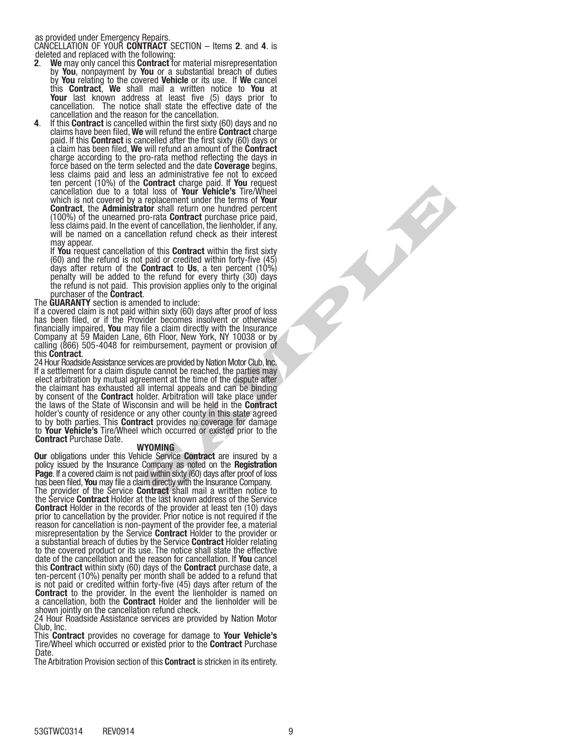as provided under Emergency Repairs.

CANCELLATION OF YOUR **CONTRACT** SECTION – Items **2**. and **4**. is deleted and replaced with the following:

**2**. **We** may only cancel this **Contract** for material misrepresentation by **You**, nonpayment by **You** or a substantial breach of duties by **You** relating to the covered **Vehicle** or its use. If **We** cancel this **Contract**, **We** shall mail a written notice to **You** at **Your** last known address at least five (5) days prior to cancellation. The notice shall state the effective date of the cancellation and the reason for the cancellation.

**4**. If this **Contract** is cancelled within the first sixty (60) days and no claims have been filed, **We** will refund the entire **Contract** charge paid. If this **Contract** is cancelled after the first sixty (60) days or a claim has been filed, **We** will refund an amount of the **Contract** charge according to the pro-rata method reflecting the days in force based on the term selected and the date **Coverage** begins, less claims paid and less an administrative fee not to exceed ten percent (10%) of the **Contract** charge paid. If **You** request cancellation due to a total loss of **Your Vehicle's** Tire/Wheel which is not covered by a replacement under the terms of **Your Contract**, the **Administrator** shall return one hundred percent (100%) of the unearned pro-rata **Contract** purchase price paid, less claims paid. In the event of cancellation, the lienholder, if any, will be named on a cancellation refund check as their interest may appear.

If **You** request cancellation of this **Contract** within the first sixty (60) and the refund is not paid or credited within forty-five (45) days after return of the **Contract** to **Us**, a ten percent (10%) penalty will be added to the refund for every thirty (30) days the refund is not paid. This provision applies only to the original purchaser of the **Contract**.

The **GUARANTY** section is amended to include:

If a covered claim is not paid within sixty (60) days after proof of loss has been filed, or if the Provider becomes insolvent or otherwise financially impaired, **You** may file a claim directly with the Insurance Company at 59 Maiden Lane, 6th Floor, New York, NY 10038 or by calling (866) 505-4048 for reimbursement, payment or provision of this **Contract**.

24 Hour Roadside Assistance services are provided by Nation Motor Club, Inc.

If a settlement for a claim dispute cannot be reached, the parties may elect arbitration by mutual agreement at the time of the dispute after the claimant has exhausted all internal appeals and can be binding by consent of the **Contract** holder. Arbitration will take place under the laws of the State of Wisconsin and will be held in the **Contract** holder's county of residence or any other county in this state agreed to by both parties. This **Contract** provides no coverage for damage to **Your Vehicle's** Tire/Wheel which occurred or existed prior to the **Contract** Purchase Date.

### WYOMING

**Our** obligations under this Vehicle Service **Contract** are insured by a policy issued by the Insurance Company as noted on the **Registration Page**. If a covered claim is not paid within sixty (60) days after proof of loss has been filed, **You** may file a claim directly with the Insurance Company.

The provider of the Service **Contract** shall mail a written notice to the Service **Contract** Holder at the last known address of the Service **Contract** Holder in the records of the provider at least ten (10) days prior to cancellation by the provider. Prior notice is not required if the reason for cancellation is non-payment of the provider fee, a material misrepresentation by the Service **Contract** Holder to the provider or a substantial breach of duties by the Service **Contract** Holder relating to the covered product or its use. The notice shall state the effective date of the cancellation and the reason for cancellation. If **You** cancel this **Contract** within sixty (60) days of the **Contract** purchase date, a ten-percent (10%) penalty per month shall be added to a refund that is not paid or credited within forty-five (45) days after return of the **Contract** to the provider. In the event the lienholder is named on a cancellation, both the **Contract** Holder and the lienholder will be shown jointly on the cancellation refund check.

24 Hour Roadside Assistance services are provided by Nation Motor Club, Inc.

This **Contract** provides no coverage for damage to **Your Vehicle's** Tire/Wheel which occurred or existed prior to the **Contract** Purchase Date.

The Arbitration Provision section of this **Contract** is stricken in its entirety.